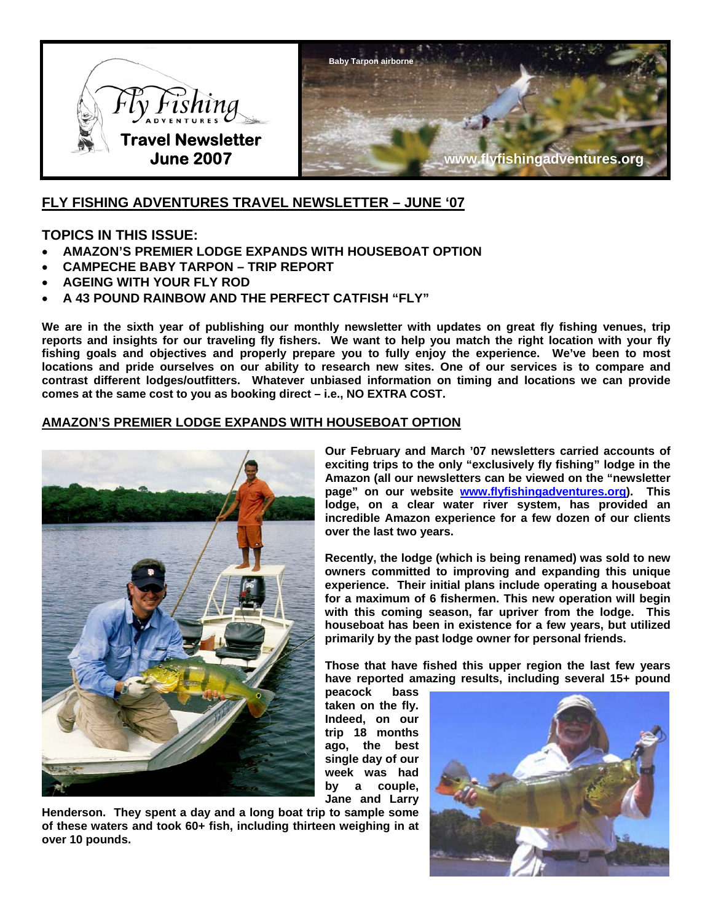Fly Fishing Adventures

Travel Newsletter June 2007

Baby Tarpon airborne

www.flyfishingadventures.org

## FLY FISHING ADVENTURES TRAVEL NEWSLETTER – JUNE '07

### TOPICS IN THIS ISSUE:

- **AMAZON'S PREMIER LODGE EXPANDS WITH HOUSEBOAT OPTION**
- **CAMPECHE BABY TARPON – TRIP REPORT**
- **AGEING WITH YOUR FLY ROD**
- **A 43 POUND RAINBOW AND THE PERFECT CATFISH "FLY"**

**We are in the sixth year of publishing our monthly newsletter with updates on great fly fishing venues, trip reports and insights for our traveling fly fishers. We want to help you match the right location with your fly fishing goals and objectives and properly prepare you to fully enjoy the experience. We've been to most locations and pride ourselves on our ability to research new sites. One of our services is to compare and contrast different lodges/outfitters. Whatever unbiased information on timing and locations we can provide comes at the same cost to you as booking direct – i.e., NO EXTRA COST.**

## AMAZON'S PREMIER LODGE EXPANDS WITH HOUSEBOAT OPTION

**Our February and March '07 newsletters carried accounts of exciting trips to the only "exclusively fly fishing" lodge in the Amazon (all our newsletters can be viewed on the "newsletter page" on our website [www.flyfishingadventures.org](http://www.flyfishingadventures.org)). This lodge, on a clear water river system, has provided an incredible Amazon experience for a few dozen of our clients over the last two years.**

**Recently, the lodge (which is being renamed) was sold to new owners committed to improving and expanding this unique experience. Their initial plans include operating a houseboat for a maximum of 6 fishermen. This new operation will begin with this coming season, far upriver from the lodge. This houseboat has been in existence for a few years, but utilized primarily by the past lodge owner for personal friends.**

**Those that have fished this upper region the last few years have reported amazing results, including several 15+ pound peacock bass taken on the fly. Indeed, on our trip 18 months ago, the best single day of our week was had by a couple, Jane and Larry Henderson. They spent a day and a long boat trip to sample some of these waters and took 60+ fish, including thirteen weighing in at over 10 pounds.**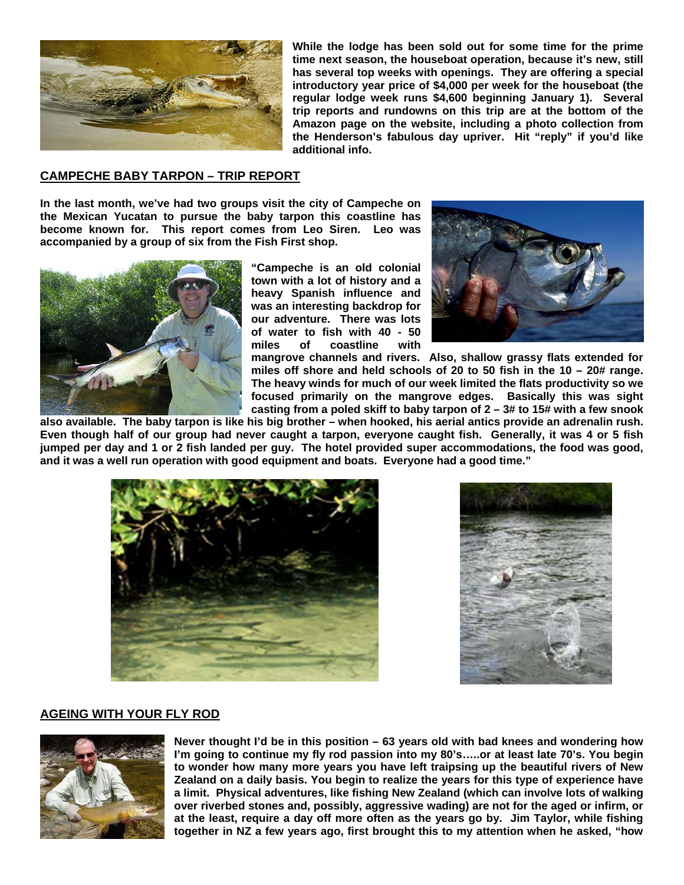While the lodge has been sold out for some time for the prime time next season, the houseboat operation, because it's new, still has several top weeks with openings. They are offering a special introductory year price of $4,000 per week for the houseboat (the regular lodge week runs $4,600 beginning January 1). Several trip reports and rundowns on this trip are at the bottom of the Amazon page on the website, including a photo collection from the Henderson's fabulous day upriver. Hit "reply" if you'd like additional info.

## CAMPECHE BABY TARPON – TRIP REPORT

In the last month, we've had two groups visit the city of Campeche on the Mexican Yucatan to pursue the baby tarpon this coastline has become known for. This report comes from Leo Siren. Leo was accompanied by a group of six from the Fish First shop.

"Campeche is an old colonial town with a lot of history and a heavy Spanish influence and was an interesting backdrop for our adventure. There was lots of water to fish with 40 - 50 miles of coastline with mangrove channels and rivers. Also, shallow grassy flats extended for miles off shore and held schools of 20 to 50 fish in the 10 – 20# range. The heavy winds for much of our week limited the flats productivity so we focused primarily on the mangrove edges. Basically this was sight casting from a poled skiff to baby tarpon of 2 – 3# to 15# with a few snook also available. The baby tarpon is like his big brother – when hooked, his aerial antics provide an adrenalin rush. Even though half of our group had never caught a tarpon, everyone caught fish. Generally, it was 4 or 5 fish jumped per day and 1 or 2 fish landed per guy. The hotel provided super accommodations, the food was good, and it was a well run operation with good equipment and boats. Everyone had a good time."

## AGEING WITH YOUR FLY ROD

Never thought I'd be in this position – 63 years old with bad knees and wondering how I'm going to continue my fly rod passion into my 80's…..or at least late 70's. You begin to wonder how many more years you have left traipsing up the beautiful rivers of New Zealand on a daily basis. You begin to realize the years for this type of experience have a limit. Physical adventures, like fishing New Zealand (which can involve lots of walking over riverbed stones and, possibly, aggressive wading) are not for the aged or infirm, or at the least, require a day off more often as the years go by. Jim Taylor, while fishing together in NZ a few years ago, first brought this to my attention when he asked, "how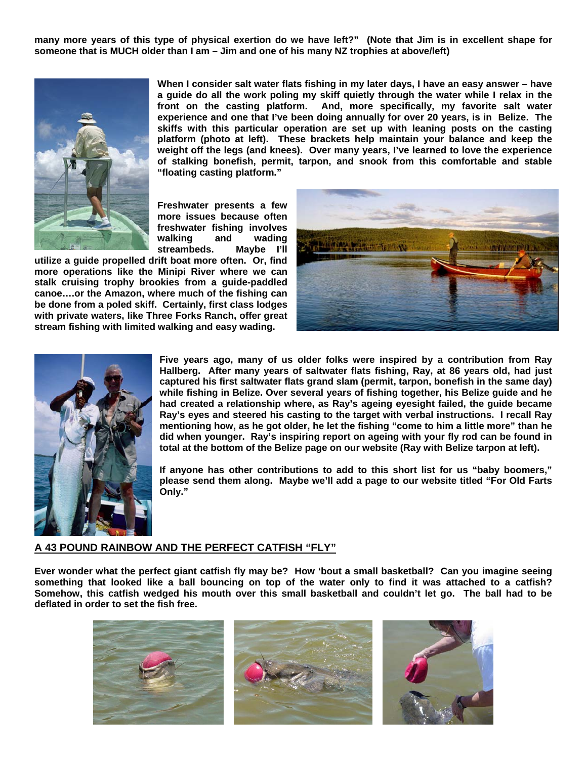**many more years of this type of physical exertion do we have left?" (Note that Jim is in excellent shape for someone that is MUCH older than I am – Jim and one of his many NZ trophies at above/left)**

**When I consider salt water flats fishing in my later days, I have an easy answer – have a guide do all the work poling my skiff quietly through the water while I relax in the front on the casting platform. And, more specifically, my favorite salt water experience and one that I've been doing annually for over 20 years, is in Belize. The skiffs with this particular operation are set up with leaning posts on the casting platform (photo at left). These brackets help maintain your balance and keep the weight off the legs (and knees). Over many years, I've learned to love the experience of stalking bonefish, permit, tarpon, and snook from this comfortable and stable "floating casting platform."**

**Freshwater presents a few more issues because often freshwater fishing involves walking and wading streambeds. Maybe I'll utilize a guide propelled drift boat more often. Or, find more operations like the Minipi River where we can stalk cruising trophy brookies from a guide-paddled canoe….or the Amazon, where much of the fishing can be done from a poled skiff. Certainly, first class lodges with private waters, like Three Forks Ranch, offer great stream fishing with limited walking and easy wading.**

**Five years ago, many of us older folks were inspired by a contribution from Ray Hallberg. After many years of saltwater flats fishing, Ray, at 86 years old, had just captured his first saltwater flats grand slam (permit, tarpon, bonefish in the same day) while fishing in Belize. Over several years of fishing together, his Belize guide and he had created a relationship where, as Ray's ageing eyesight failed, the guide became Ray's eyes and steered his casting to the target with verbal instructions. I recall Ray mentioning how, as he got older, he let the fishing "come to him a little more" than he did when younger. Ray's inspiring report on ageing with your fly rod can be found in total at the bottom of the Belize page on our website (Ray with Belize tarpon at left).**

**If anyone has other contributions to add to this short list for us "baby boomers," please send them along. Maybe we'll add a page to our website titled "For Old Farts Only."**

## A 43 POUND RAINBOW AND THE PERFECT CATFISH "FLY"

**Ever wonder what the perfect giant catfish fly may be? How 'bout a small basketball? Can you imagine seeing something that looked like a ball bouncing on top of the water only to find it was attached to a catfish? Somehow, this catfish wedged his mouth over this small basketball and couldn't let go. The ball had to be deflated in order to set the fish free.**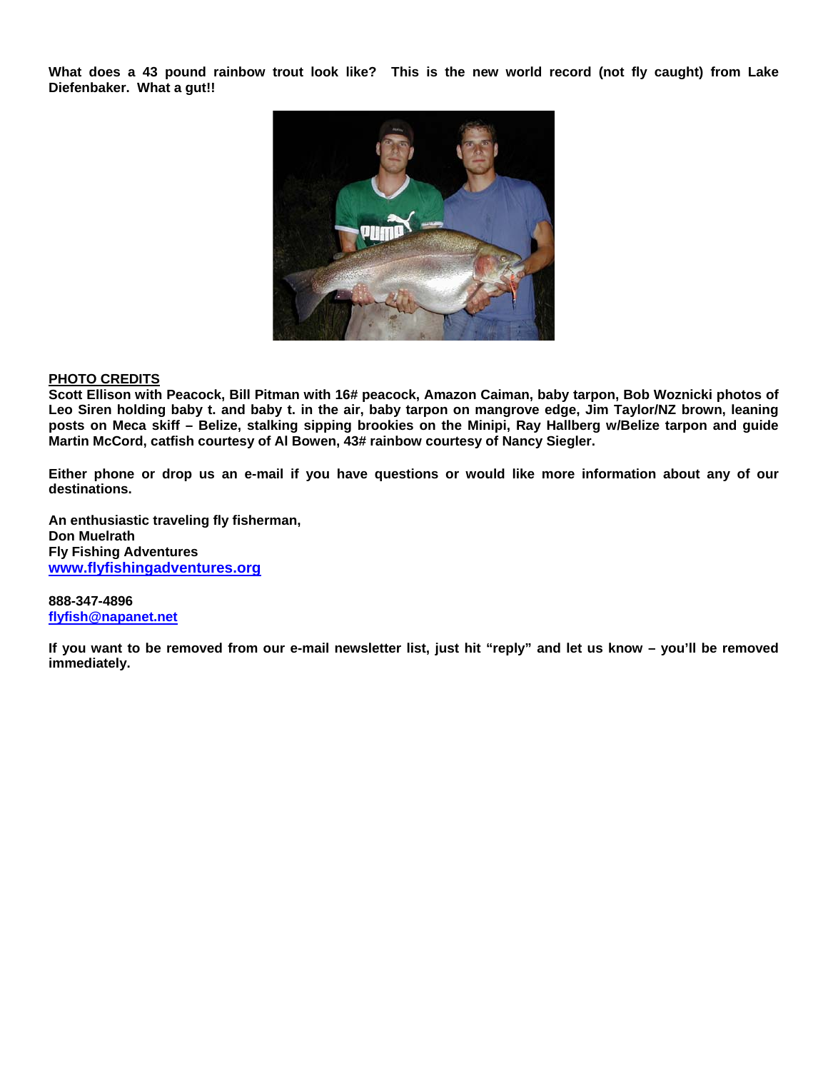**What does a 43 pound rainbow trout look like? This is the new world record (not fly caught) from Lake Diefenbaker. What a gut!!**

**PHOTO CREDITS**

**Scott Ellison with Peacock, Bill Pitman with 16# peacock, Amazon Caiman, baby tarpon, Bob Woznicki photos of Leo Siren holding baby t. and baby t. in the air, baby tarpon on mangrove edge, Jim Taylor/NZ brown, leaning posts on Meca skiff – Belize, stalking sipping brookies on the Minipi, Ray Hallberg w/Belize tarpon and guide Martin McCord, catfish courtesy of Al Bowen, 43# rainbow courtesy of Nancy Siegler.**

**Either phone or drop us an e-mail if you have questions or would like more information about any of our destinations.**

**An enthusiastic traveling fly fisherman,**
**Don Muelrath**
**Fly Fishing Adventures**
**[www.flyfishingadventures.org](http://www.flyfishingadventures.org)**

**888-347-4896**
**[flyfish@napanet.net](mailto:flyfish@napanet.net)**

**If you want to be removed from our e-mail newsletter list, just hit "reply" and let us know – you'll be removed immediately.**